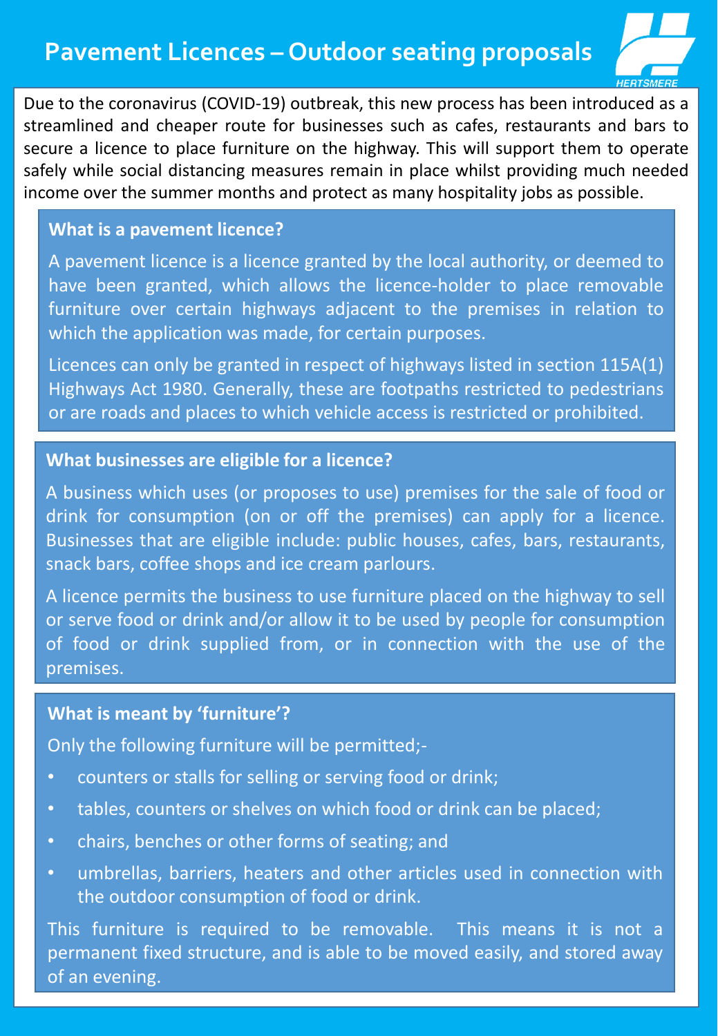# Pavement Licences – Outdoor seating proposals

Due to the coronavirus (COVID-19) outbreak, this new process has been introduced as a streamlined and cheaper route for businesses such as cafes, restaurants and bars to secure a licence to place furniture on the highway. This will support them to operate safely while social distancing measures remain in place whilst providing much needed income over the summer months and protect as many hospitality jobs as possible.

## What is a pavement licence?

A pavement licence is a licence granted by the local authority, or deemed to have been granted, which allows the licence-holder to place removable furniture over certain highways adjacent to the premises in relation to which the application was made, for certain purposes.

Licences can only be granted in respect of highways listed in section 115A(1) Highways Act 1980. Generally, these are footpaths restricted to pedestrians or are roads and places to which vehicle access is restricted or prohibited.

## What businesses are eligible for a licence?

A business which uses (or proposes to use) premises for the sale of food or drink for consumption (on or off the premises) can apply for a licence. Businesses that are eligible include: public houses, cafes, bars, restaurants, snack bars, coffee shops and ice cream parlours.

A licence permits the business to use furniture placed on the highway to sell or serve food or drink and/or allow it to be used by people for consumption of food or drink supplied from, or in connection with the use of the premises.

## What is meant by 'furniture'?

Only the following furniture will be permitted;-

- counters or stalls for selling or serving food or drink;
- tables, counters or shelves on which food or drink can be placed;
- chairs, benches or other forms of seating; and
- umbrellas, barriers, heaters and other articles used in connection with the outdoor consumption of food or drink.

This furniture is required to be removable. This means it is not a permanent fixed structure, and is able to be moved easily, and stored away of an evening.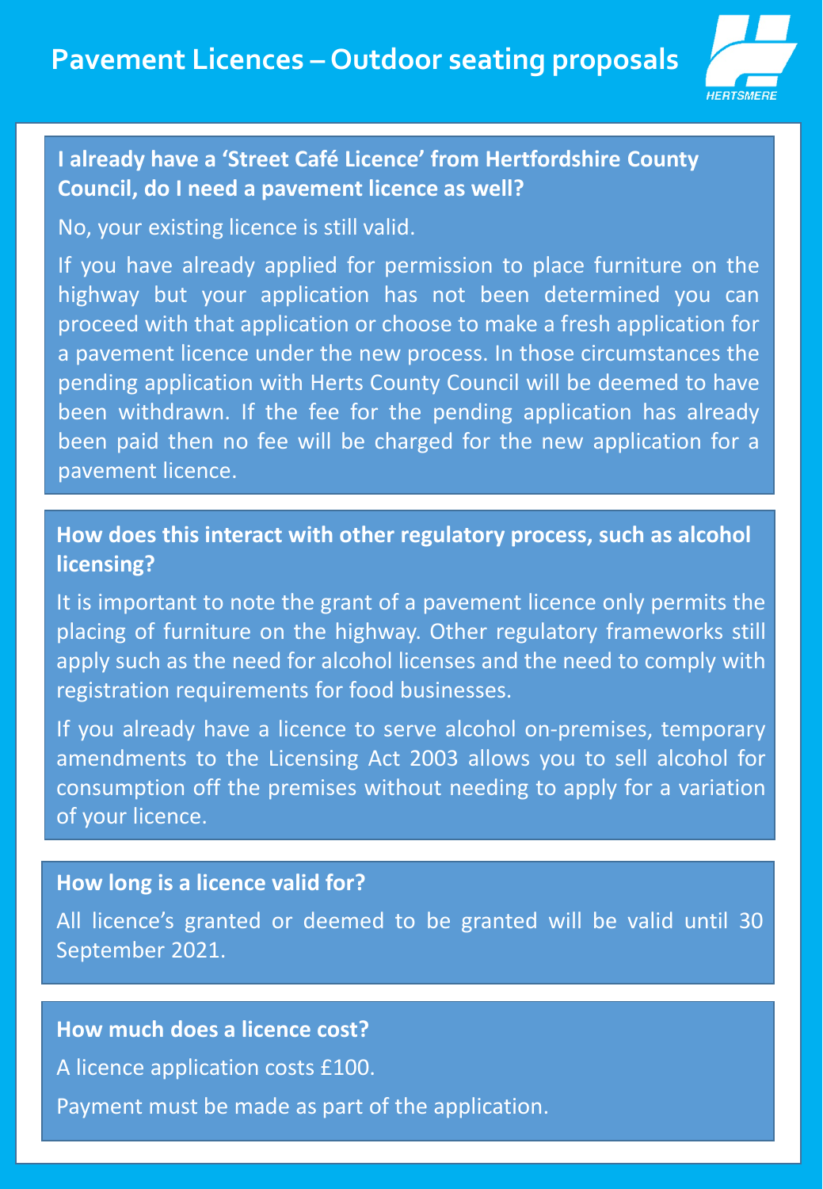# Pavement Licences – Outdoor seating proposals

HERTSMERE

**I already have a 'Street Café Licence' from Hertfordshire County Council, do I need a pavement licence as well?**

No, your existing licence is still valid.

If you have already applied for permission to place furniture on the highway but your application has not been determined you can proceed with that application or choose to make a fresh application for a pavement licence under the new process. In those circumstances the pending application with Herts County Council will be deemed to have been withdrawn. If the fee for the pending application has already been paid then no fee will be charged for the new application for a pavement licence.

**How does this interact with other regulatory process, such as alcohol licensing?**

It is important to note the grant of a pavement licence only permits the placing of furniture on the highway. Other regulatory frameworks still apply such as the need for alcohol licenses and the need to comply with registration requirements for food businesses.

If you already have a licence to serve alcohol on-premises, temporary amendments to the Licensing Act 2003 allows you to sell alcohol for consumption off the premises without needing to apply for a variation of your licence.

**How long is a licence valid for?**

All licence's granted or deemed to be granted will be valid until 30 September 2021.

**How much does a licence cost?**

A licence application costs £100.

Payment must be made as part of the application.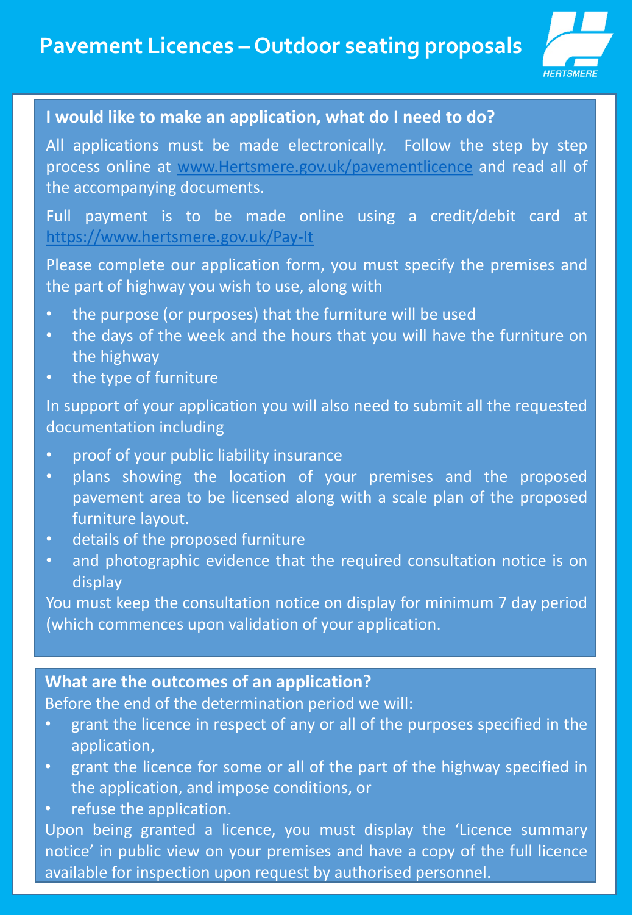# Pavement Licences – Outdoor seating proposals

## I would like to make an application, what do I need to do?

All applications must be made electronically. Follow the step by step process online at [www.Hertsmere.gov.uk/pavementlicence](http://www.Hertsmere.gov.uk/pavementlicence) and read all of the accompanying documents.

Full payment is to be made online using a credit/debit card at [https://www.hertsmere.gov.uk/Pay-It](https://www.hertsmere.gov.uk/Pay-It)

Please complete our application form, you must specify the premises and the part of highway you wish to use, along with

- the purpose (or purposes) that the furniture will be used
- the days of the week and the hours that you will have the furniture on the highway
- the type of furniture

In support of your application you will also need to submit all the requested documentation including

- proof of your public liability insurance
- plans showing the location of your premises and the proposed pavement area to be licensed along with a scale plan of the proposed furniture layout.
- details of the proposed furniture
- and photographic evidence that the required consultation notice is on display

You must keep the consultation notice on display for minimum 7 day period (which commences upon validation of your application.

## What are the outcomes of an application?

Before the end of the determination period we will:

- grant the licence in respect of any or all of the purposes specified in the application,
- grant the licence for some or all of the part of the highway specified in the application, and impose conditions, or
- refuse the application.

Upon being granted a licence, you must display the 'Licence summary notice' in public view on your premises and have a copy of the full licence available for inspection upon request by authorised personnel.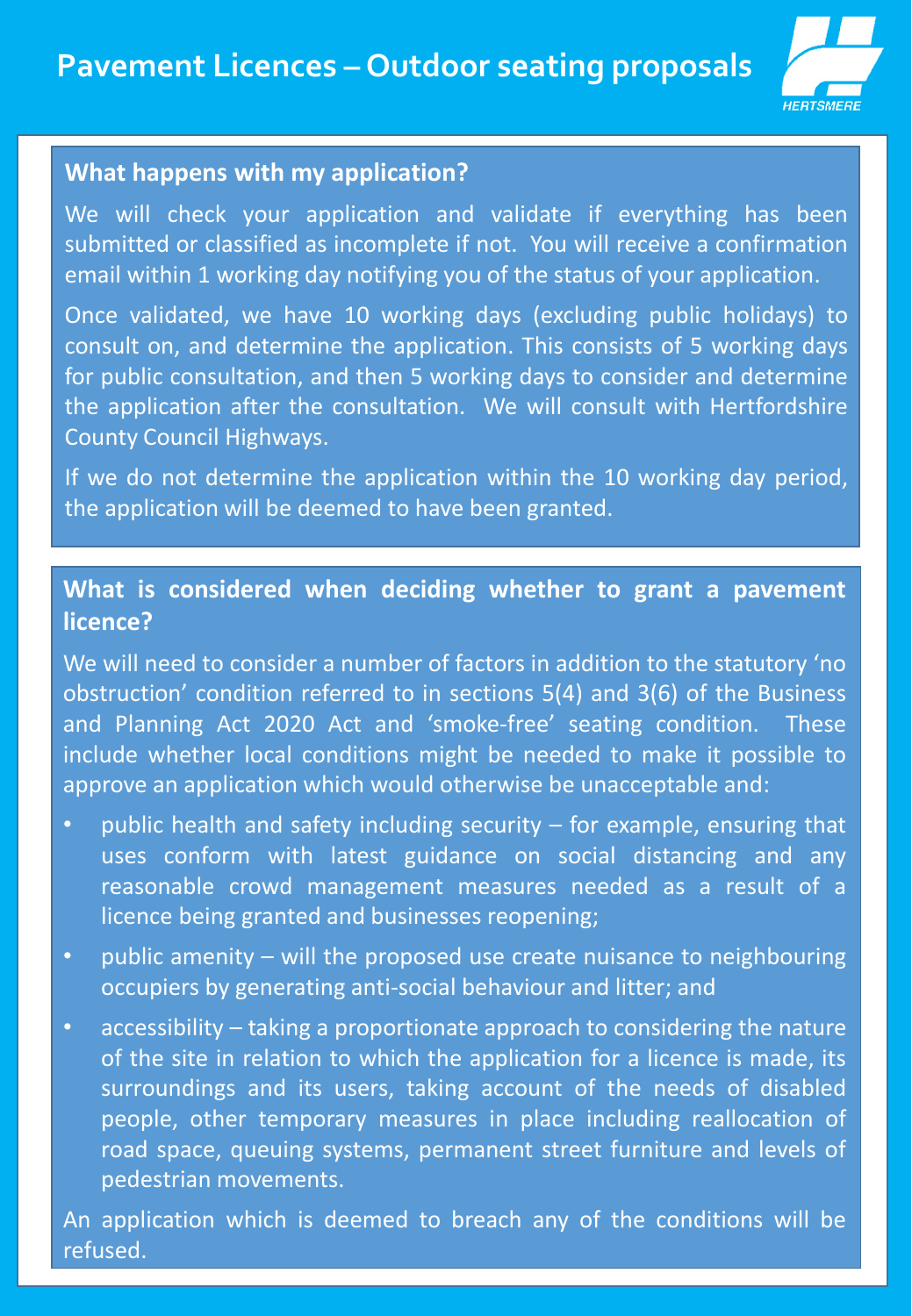# Pavement Licences – Outdoor seating proposals

HERTSMERE

## What happens with my application?

We will check your application and validate if everything has been submitted or classified as incomplete if not. You will receive a confirmation email within 1 working day notifying you of the status of your application.

Once validated, we have 10 working days (excluding public holidays) to consult on, and determine the application. This consists of 5 working days for public consultation, and then 5 working days to consider and determine the application after the consultation. We will consult with Hertfordshire County Council Highways.

If we do not determine the application within the 10 working day period, the application will be deemed to have been granted.

## What is considered when deciding whether to grant a pavement licence?

We will need to consider a number of factors in addition to the statutory 'no obstruction' condition referred to in sections 5(4) and 3(6) of the Business and Planning Act 2020 Act and 'smoke-free' seating condition. These include whether local conditions might be needed to make it possible to approve an application which would otherwise be unacceptable and:

- public health and safety including security – for example, ensuring that uses conform with latest guidance on social distancing and any reasonable crowd management measures needed as a result of a licence being granted and businesses reopening;
- public amenity – will the proposed use create nuisance to neighbouring occupiers by generating anti-social behaviour and litter; and
- accessibility – taking a proportionate approach to considering the nature of the site in relation to which the application for a licence is made, its surroundings and its users, taking account of the needs of disabled people, other temporary measures in place including reallocation of road space, queuing systems, permanent street furniture and levels of pedestrian movements.

An application which is deemed to breach any of the conditions will be refused.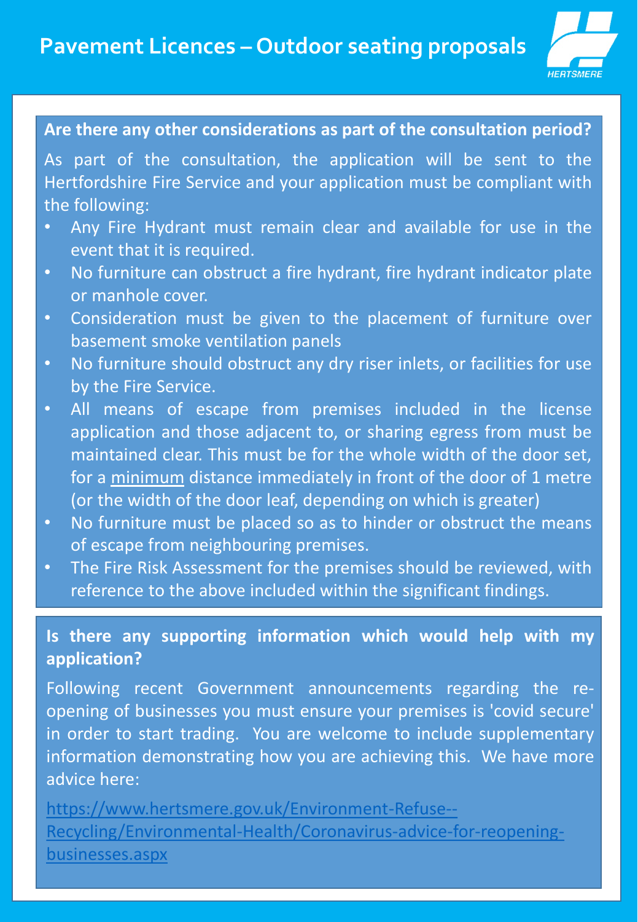# Pavement Licences – Outdoor seating proposals

HERTSMERE

**Are there any other considerations as part of the consultation period?**

As part of the consultation, the application will be sent to the Hertfordshire Fire Service and your application must be compliant with the following:

- Any Fire Hydrant must remain clear and available for use in the event that it is required.
- No furniture can obstruct a fire hydrant, fire hydrant indicator plate or manhole cover.
- Consideration must be given to the placement of furniture over basement smoke ventilation panels
- No furniture should obstruct any dry riser inlets, or facilities for use by the Fire Service.
- All means of escape from premises included in the license application and those adjacent to, or sharing egress from must be maintained clear. This must be for the whole width of the door set, for a minimum distance immediately in front of the door of 1 metre (or the width of the door leaf, depending on which is greater)
- No furniture must be placed so as to hinder or obstruct the means of escape from neighbouring premises.
- The Fire Risk Assessment for the premises should be reviewed, with reference to the above included within the significant findings.

**Is there any supporting information which would help with my application?**

Following recent Government announcements regarding the re-opening of businesses you must ensure your premises is 'covid secure' in order to start trading. You are welcome to include supplementary information demonstrating how you are achieving this. We have more advice here:

https://www.hertsmere.gov.uk/Environment-Refuse--Recycling/Environmental-Health/Coronavirus-advice-for-reopening-businesses.aspx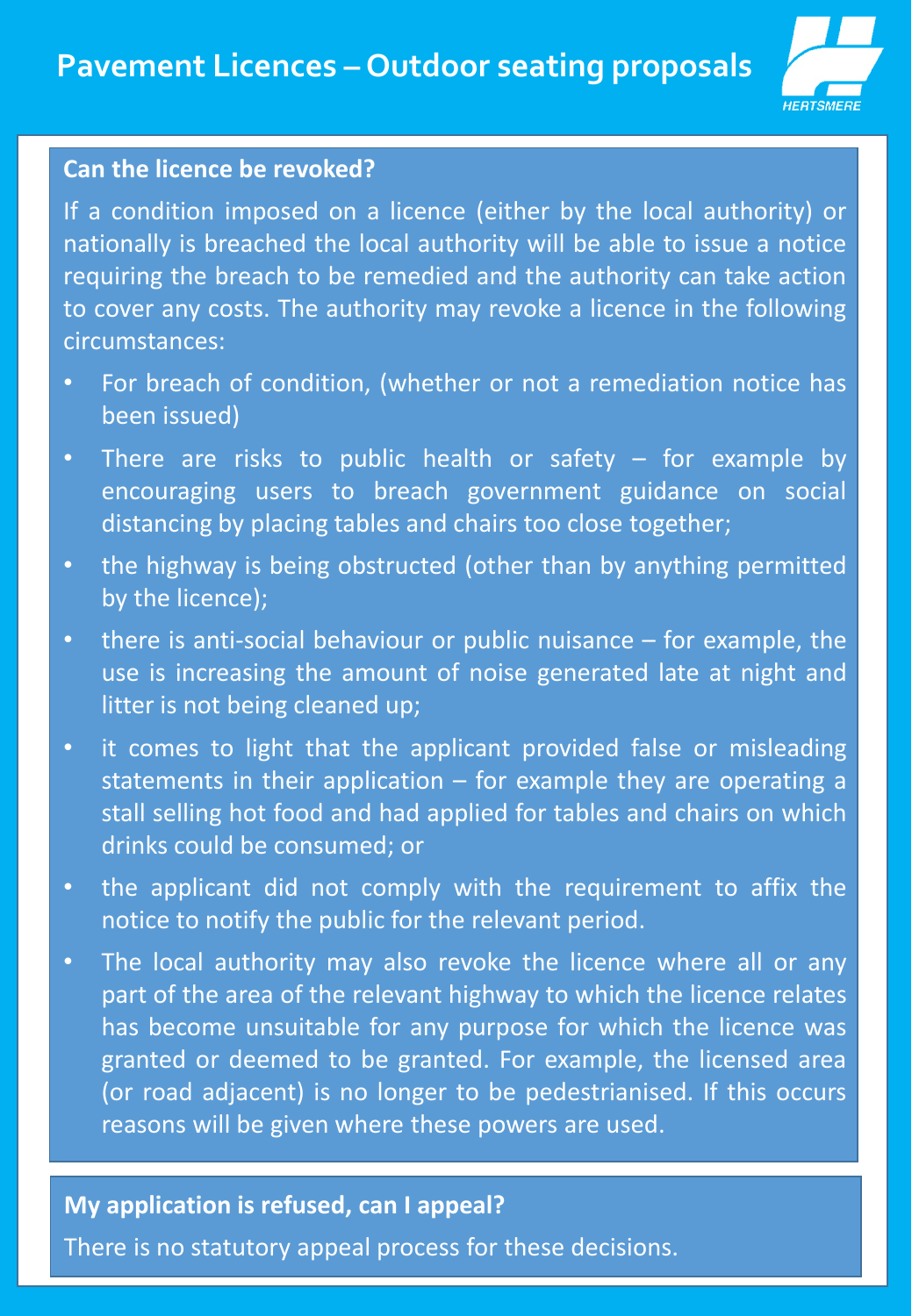# Pavement Licences – Outdoor seating proposals

## Can the licence be revoked?

If a condition imposed on a licence (either by the local authority) or nationally is breached the local authority will be able to issue a notice requiring the breach to be remedied and the authority can take action to cover any costs. The authority may revoke a licence in the following circumstances:

- For breach of condition, (whether or not a remediation notice has been issued)
- There are risks to public health or safety – for example by encouraging users to breach government guidance on social distancing by placing tables and chairs too close together;
- the highway is being obstructed (other than by anything permitted by the licence);
- there is anti-social behaviour or public nuisance – for example, the use is increasing the amount of noise generated late at night and litter is not being cleaned up;
- it comes to light that the applicant provided false or misleading statements in their application – for example they are operating a stall selling hot food and had applied for tables and chairs on which drinks could be consumed; or
- the applicant did not comply with the requirement to affix the notice to notify the public for the relevant period.
- The local authority may also revoke the licence where all or any part of the area of the relevant highway to which the licence relates has become unsuitable for any purpose for which the licence was granted or deemed to be granted. For example, the licensed area (or road adjacent) is no longer to be pedestrianised. If this occurs reasons will be given where these powers are used.

## My application is refused, can I appeal?

There is no statutory appeal process for these decisions.